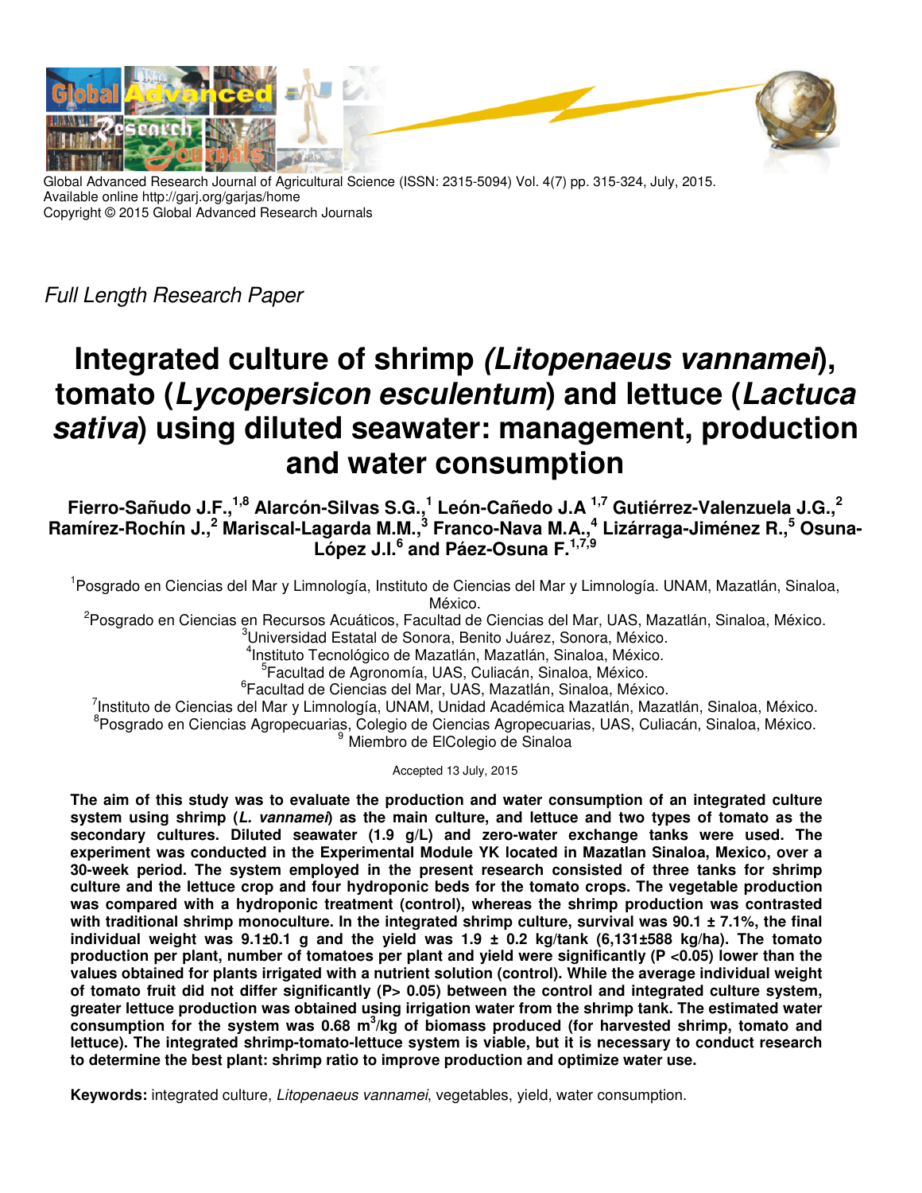Global Advanced Research Journal of Agricultural Science (ISSN: 2315-5094) Vol. 4(7) pp. 315-324, July, 2015.
Available online http://garj.org/garjas/home
Copyright © 2015 Global Advanced Research Journals

*Full Length Research Paper*

# Integrated culture of shrimp (*Litopenaeus vannamei*), tomato (*Lycopersicon esculentum*) and lettuce (*Lactuca sativa*) using diluted seawater: management, production and water consumption

**Fierro-Sañudo J.F.,[1,8] Alarcón-Silvas S.G.,[1] León-Cañedo J.A [1,7] Gutiérrez-Valenzuela J.G.,[2] Ramírez-Rochín J.,[2] Mariscal-Lagarda M.M.,[3] Franco-Nava M.A.,[4] Lizárraga-Jiménez R.,[5] Osuna-López J.I.[6] and Páez-Osuna F.[1,7,9]**

[1]Posgrado en Ciencias del Mar y Limnología, Instituto de Ciencias del Mar y Limnología. UNAM, Mazatlán, Sinaloa, México.
[2]Posgrado en Ciencias en Recursos Acuáticos, Facultad de Ciencias del Mar, UAS, Mazatlán, Sinaloa, México.
[3]Universidad Estatal de Sonora, Benito Juárez, Sonora, México.
[4]Instituto Tecnológico de Mazatlán, Mazatlán, Sinaloa, México.
[5]Facultad de Agronomía, UAS, Culiacán, Sinaloa, México.
[6]Facultad de Ciencias del Mar, UAS, Mazatlán, Sinaloa, México.
[7]Instituto de Ciencias del Mar y Limnología, UNAM, Unidad Académica Mazatlán, Mazatlán, Sinaloa, México.
[8]Posgrado en Ciencias Agropecuarias, Colegio de Ciencias Agropecuarias, UAS, Culiacán, Sinaloa, México.
[9] Miembro de ElColegio de Sinaloa

Accepted 13 July, 2015

**The aim of this study was to evaluate the production and water consumption of an integrated culture system using shrimp (*L. vannamei*) as the main culture, and lettuce and two types of tomato as the secondary cultures. Diluted seawater (1.9 g/L) and zero-water exchange tanks were used. The experiment was conducted in the Experimental Module YK located in Mazatlan Sinaloa, Mexico, over a 30-week period. The system employed in the present research consisted of three tanks for shrimp culture and the lettuce crop and four hydroponic beds for the tomato crops. The vegetable production was compared with a hydroponic treatment (control), whereas the shrimp production was contrasted with traditional shrimp monoculture. In the integrated shrimp culture, survival was 90.1 ± 7.1%, the final individual weight was 9.1±0.1 g and the yield was 1.9 ± 0.2 kg/tank (6,131±588 kg/ha). The tomato production per plant, number of tomatoes per plant and yield were significantly ($P < 0.05$) lower than the values obtained for plants irrigated with a nutrient solution (control). While the average individual weight of tomato fruit did not differ significantly ($P > 0.05$) between the control and integrated culture system, greater lettuce production was obtained using irrigation water from the shrimp tank. The estimated water consumption for the system was 0.68 $m^3$/kg of biomass produced (for harvested shrimp, tomato and lettuce). The integrated shrimp-tomato-lettuce system is viable, but it is necessary to conduct research to determine the best plant: shrimp ratio to improve production and optimize water use.**

**Keywords:** integrated culture, *Litopenaeus vannamei*, vegetables, yield, water consumption.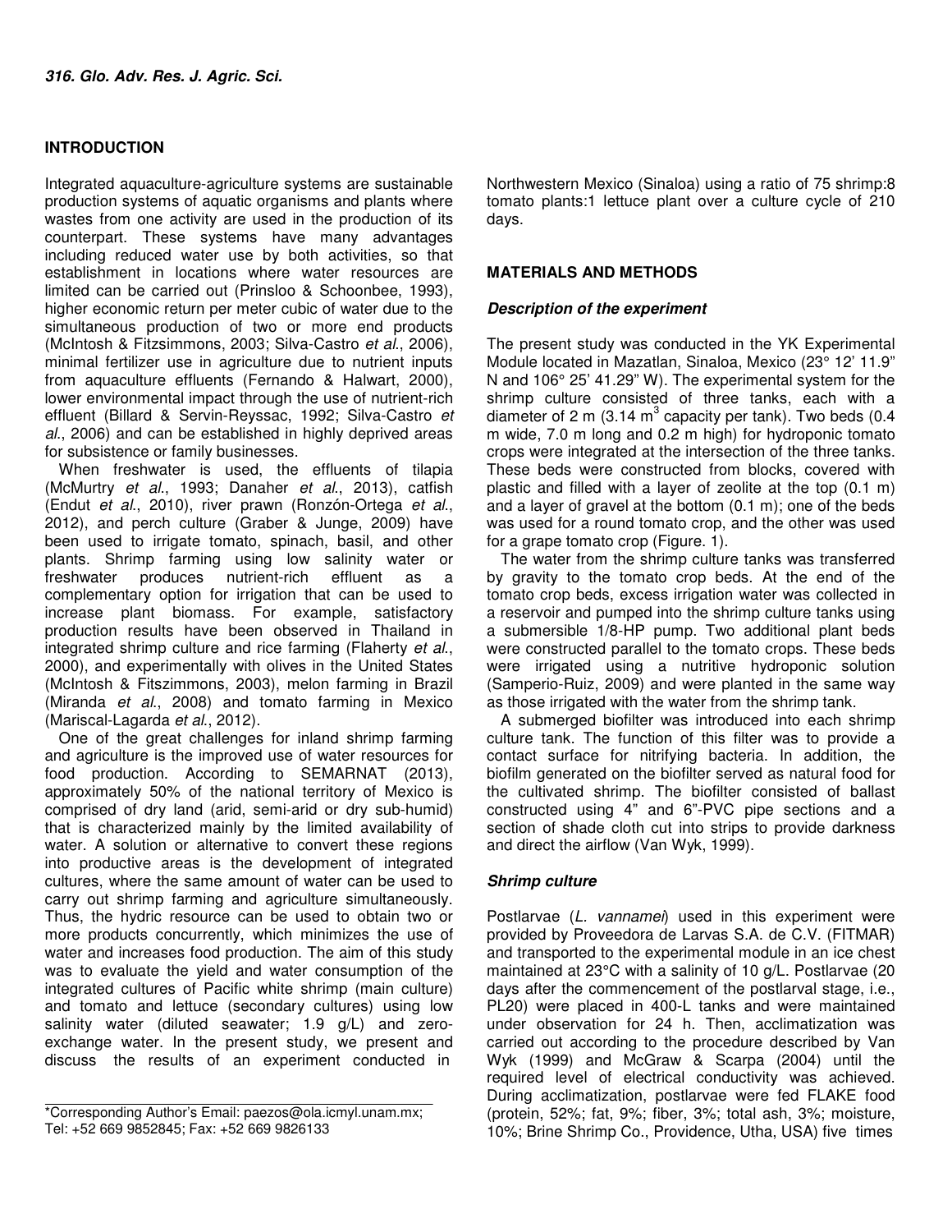## INTRODUCTION

Integrated aquaculture-agriculture systems are sustainable production systems of aquatic organisms and plants where wastes from one activity are used in the production of its counterpart. These systems have many advantages including reduced water use by both activities, so that establishment in locations where water resources are limited can be carried out (Prinsloo & Schoonbee, 1993), higher economic return per meter cubic of water due to the simultaneous production of two or more end products (McIntosh & Fitzsimmons, 2003; Silva-Castro *et al*., 2006), minimal fertilizer use in agriculture due to nutrient inputs from aquaculture effluents (Fernando & Halwart, 2000), lower environmental impact through the use of nutrient-rich effluent (Billard & Servin-Reyssac, 1992; Silva-Castro *et al*., 2006) and can be established in highly deprived areas for subsistence or family businesses.

When freshwater is used, the effluents of tilapia (McMurtry *et al*., 1993; Danaher *et al*., 2013), catfish (Endut *et al*., 2010), river prawn (Ronzón-Ortega *et al*., 2012), and perch culture (Graber & Junge, 2009) have been used to irrigate tomato, spinach, basil, and other plants. Shrimp farming using low salinity water or freshwater produces nutrient-rich effluent as a complementary option for irrigation that can be used to increase plant biomass. For example, satisfactory production results have been observed in Thailand in integrated shrimp culture and rice farming (Flaherty *et al*., 2000), and experimentally with olives in the United States (McIntosh & Fitzsimmons, 2003), melon farming in Brazil (Miranda *et al*., 2008) and tomato farming in Mexico (Mariscal-Lagarda *et al*., 2012).

One of the great challenges for inland shrimp farming and agriculture is the improved use of water resources for food production. According to SEMARNAT (2013), approximately 50% of the national territory of Mexico is comprised of dry land (arid, semi-arid or dry sub-humid) that is characterized mainly by the limited availability of water. A solution or alternative to convert these regions into productive areas is the development of integrated cultures, where the same amount of water can be used to carry out shrimp farming and agriculture simultaneously. Thus, the hydric resource can be used to obtain two or more products concurrently, which minimizes the use of water and increases food production. The aim of this study was to evaluate the yield and water consumption of the integrated cultures of Pacific white shrimp (main culture) and tomato and lettuce (secondary cultures) using low salinity water (diluted seawater; 1.9 g/L) and zero-exchange water. In the present study, we present and discuss the results of an experiment conducted in Northwestern Mexico (Sinaloa) using a ratio of 75 shrimp:8 tomato plants:1 lettuce plant over a culture cycle of 210 days.

\*Corresponding Author's Email: paezos@ola.icmyl.unam.mx; Tel: +52 669 9852845; Fax: +52 669 9826133

## MATERIALS AND METHODS

### *Description of the experiment*

The present study was conducted in the YK Experimental Module located in Mazatlan, Sinaloa, Mexico (23° 12' 11.9" N and 106° 25' 41.29" W). The experimental system for the shrimp culture consisted of three tanks, each with a diameter of 2 m (3.14 $m^3$ capacity per tank). Two beds (0.4 m wide, 7.0 m long and 0.2 m high) for hydroponic tomato crops were integrated at the intersection of the three tanks. These beds were constructed from blocks, covered with plastic and filled with a layer of zeolite at the top (0.1 m) and a layer of gravel at the bottom (0.1 m); one of the beds was used for a round tomato crop, and the other was used for a grape tomato crop (Figure. 1).

The water from the shrimp culture tanks was transferred by gravity to the tomato crop beds. At the end of the tomato crop beds, excess irrigation water was collected in a reservoir and pumped into the shrimp culture tanks using a submersible 1/8-HP pump. Two additional plant beds were constructed parallel to the tomato crops. These beds were irrigated using a nutritive hydroponic solution (Samperio-Ruiz, 2009) and were planted in the same way as those irrigated with the water from the shrimp tank.

A submerged biofilter was introduced into each shrimp culture tank. The function of this filter was to provide a contact surface for nitrifying bacteria. In addition, the biofilm generated on the biofilter served as natural food for the cultivated shrimp. The biofilter consisted of ballast constructed using 4" and 6"-PVC pipe sections and a section of shade cloth cut into strips to provide darkness and direct the airflow (Van Wyk, 1999).

### *Shrimp culture*

Postlarvae (*L. vannamei*) used in this experiment were provided by Proveedora de Larvas S.A. de C.V. (FITMAR) and transported to the experimental module in an ice chest maintained at 23°C with a salinity of 10 g/L. Postlarvae (20 days after the commencement of the postlarval stage, i.e., PL20) were placed in 400-L tanks and were maintained under observation for 24 h. Then, acclimatization was carried out according to the procedure described by Van Wyk (1999) and McGraw & Scarpa (2004) until the required level of electrical conductivity was achieved. During acclimatization, postlarvae were fed FLAKE food (protein, 52%; fat, 9%; fiber, 3%; total ash, 3%; moisture, 10%; Brine Shrimp Co., Providence, Utha, USA) five times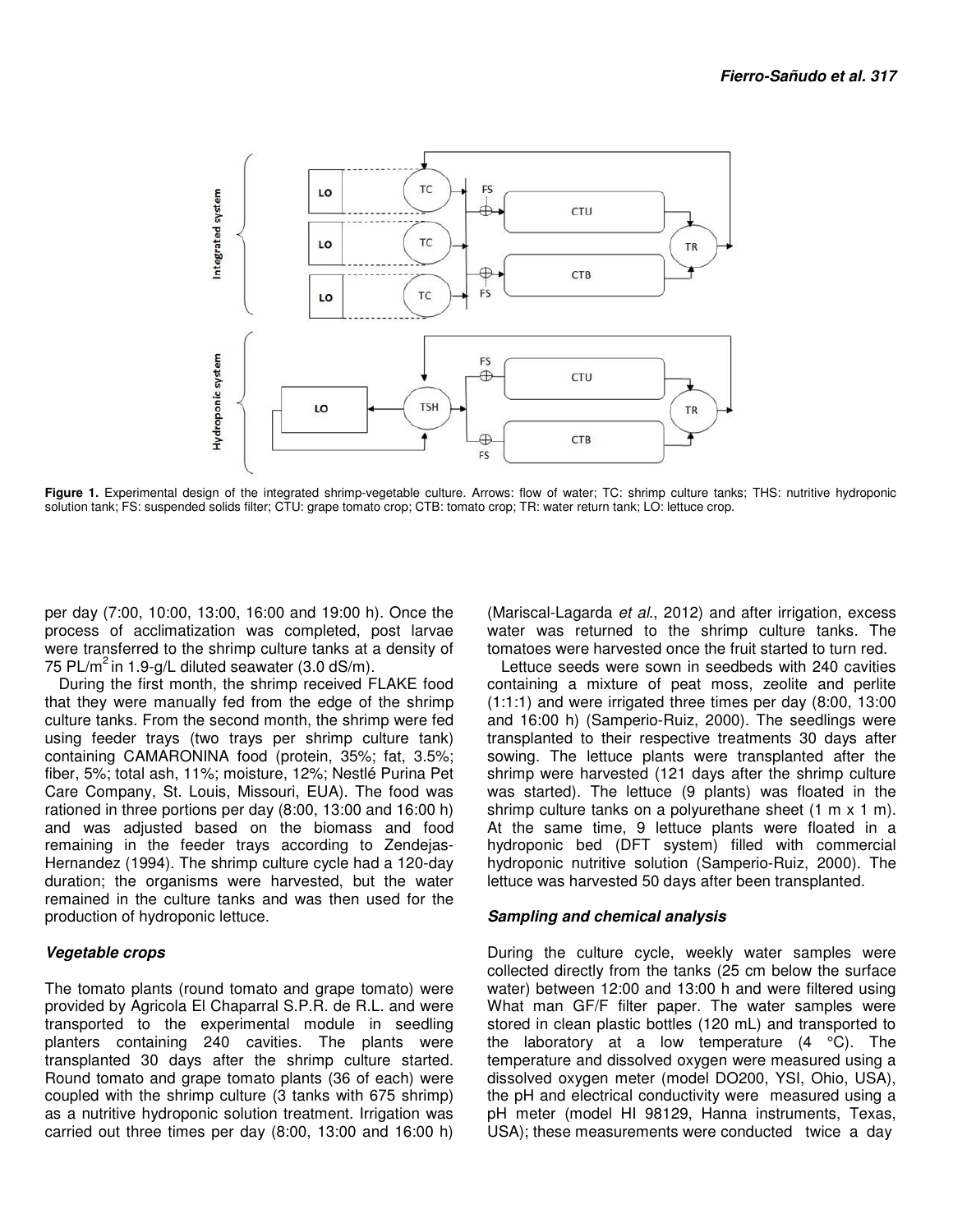**Figure 1.** Experimental design of the integrated shrimp-vegetable culture. Arrows: flow of water; TC: shrimp culture tanks; THS: nutritive hydroponic solution tank; FS: suspended solids filter; CTU: grape tomato crop; CTB: tomato crop; TR: water return tank; LO: lettuce crop.

per day (7:00, 10:00, 13:00, 16:00 and 19:00 h). Once the process of acclimatization was completed, post larvae were transferred to the shrimp culture tanks at a density of 75 PL/$m^2$ in 1.9-g/L diluted seawater (3.0 dS/m).

During the first month, the shrimp received FLAKE food that they were manually fed from the edge of the shrimp culture tanks. From the second month, the shrimp were fed using feeder trays (two trays per shrimp culture tank) containing CAMARONINA food (protein, 35%; fat, 3.5%; fiber, 5%; total ash, 11%; moisture, 12%; Nestlé Purina Pet Care Company, St. Louis, Missouri, EUA). The food was rationed in three portions per day (8:00, 13:00 and 16:00 h) and was adjusted based on the biomass and food remaining in the feeder trays according to Zendejas-Hernandez (1994). The shrimp culture cycle had a 120-day duration; the organisms were harvested, but the water remained in the culture tanks and was then used for the production of hydroponic lettuce.

### *Vegetable crops*

The tomato plants (round tomato and grape tomato) were provided by Agricola El Chaparral S.P.R. de R.L. and were transported to the experimental module in seedling planters containing 240 cavities. The plants were transplanted 30 days after the shrimp culture started. Round tomato and grape tomato plants (36 of each) were coupled with the shrimp culture (3 tanks with 675 shrimp) as a nutritive hydroponic solution treatment. Irrigation was carried out three times per day (8:00, 13:00 and 16:00 h) (Mariscal-Lagarda *et al*., 2012) and after irrigation, excess water was returned to the shrimp culture tanks. The tomatoes were harvested once the fruit started to turn red.

Lettuce seeds were sown in seedbeds with 240 cavities containing a mixture of peat moss, zeolite and perlite (1:1:1) and were irrigated three times per day (8:00, 13:00 and 16:00 h) (Samperio-Ruiz, 2000). The seedlings were transplanted to their respective treatments 30 days after sowing. The lettuce plants were transplanted after the shrimp were harvested (121 days after the shrimp culture was started). The lettuce (9 plants) was floated in the shrimp culture tanks on a polyurethane sheet (1 m x 1 m). At the same time, 9 lettuce plants were floated in a hydroponic bed (DFT system) filled with commercial hydroponic nutritive solution (Samperio-Ruiz, 2000). The lettuce was harvested 50 days after been transplanted.

### *Sampling and chemical analysis*

During the culture cycle, weekly water samples were collected directly from the tanks (25 cm below the surface water) between 12:00 and 13:00 h and were filtered using What man GF/F filter paper. The water samples were stored in clean plastic bottles (120 mL) and transported to the laboratory at a low temperature (4 °C). The temperature and dissolved oxygen were measured using a dissolved oxygen meter (model DO200, YSI, Ohio, USA), the pH and electrical conductivity were measured using a pH meter (model HI 98129, Hanna instruments, Texas, USA); these measurements were conducted twice a day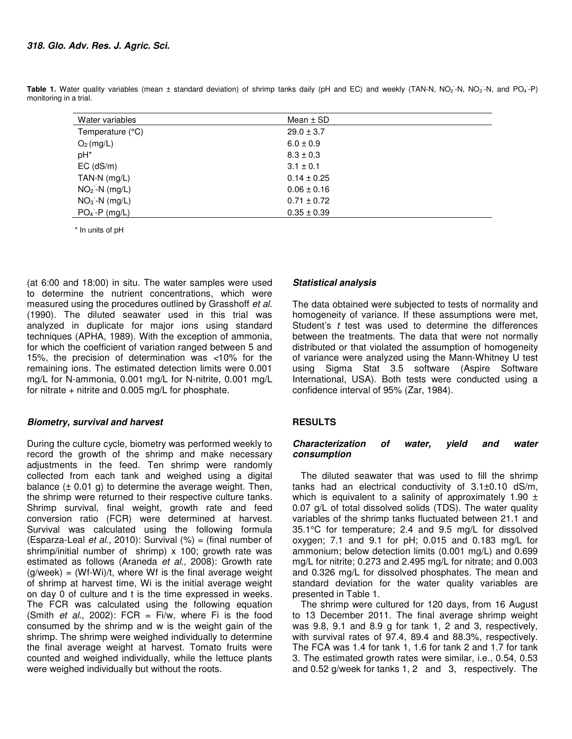**Table 1.** Water quality variables (mean ± standard deviation) of shrimp tanks daily (pH and EC) and weekly (TAN-N, $NO_2^-$-N, $NO_3^-$-N, and $PO_4^-$-P) monitoring in a trial.

| Water variables | Mean ± SD |
|---|---|
| Temperature (°C) | 29.0 ± 3.7 |
| $O_2$ (mg/L) | 6.0 ± 0.9 |
| pH* | 8.3 ± 0.3 |
| EC (dS/m) | 3.1 ± 0.1 |
| TAN-N (mg/L) | 0.14 ± 0.25 |
| $NO_2^-$-N (mg/L) | 0.06 ± 0.16 |
| $NO_3^-$-N (mg/L) | 0.71 ± 0.72 |
| $PO_4^-$-P (mg/L) | 0.35 ± 0.39 |

\* In units of pH

(at 6:00 and 18:00) in situ. The water samples were used to determine the nutrient concentrations, which were measured using the procedures outlined by Grasshoff *et al.* (1990). The diluted seawater used in this trial was analyzed in duplicate for major ions using standard techniques (APHA, 1989). With the exception of ammonia, for which the coefficient of variation ranged between 5 and 15%, the precision of determination was <10% for the remaining ions. The estimated detection limits were 0.001 mg/L for N-ammonia, 0.001 mg/L for N-nitrite, 0.001 mg/L for nitrate + nitrite and 0.005 mg/L for phosphate.

### Biometry, survival and harvest

During the culture cycle, biometry was performed weekly to record the growth of the shrimp and make necessary adjustments in the feed. Ten shrimp were randomly collected from each tank and weighed using a digital balance (± 0.01 g) to determine the average weight. Then, the shrimp were returned to their respective culture tanks. Shrimp survival, final weight, growth rate and feed conversion ratio (FCR) were determined at harvest. Survival was calculated using the following formula (Esparza-Leal *et al.*, 2010): Survival (%) = (final number of shrimp/initial number of shrimp) x 100; growth rate was estimated as follows (Araneda *et al.*, 2008): Growth rate (g/week) = $(W_f-W_i)/t$, where $W_f$ is the final average weight of shrimp at harvest time, $W_i$ is the initial average weight on day 0 of culture and t is the time expressed in weeks. The FCR was calculated using the following equation (Smith *et al.*, 2002): FCR = $F_i/w$, where $F_i$ is the food consumed by the shrimp and w is the weight gain of the shrimp. The shrimp were weighed individually to determine the final average weight at harvest. Tomato fruits were counted and weighed individually, while the lettuce plants were weighed individually but without the roots.

### Statistical analysis

The data obtained were subjected to tests of normality and homogeneity of variance. If these assumptions were met, Student's *t* test was used to determine the differences between the treatments. The data that were not normally distributed or that violated the assumption of homogeneity of variance were analyzed using the Mann-Whitney U test using Sigma Stat 3.5 software (Aspire Software International, USA). Both tests were conducted using a confidence interval of 95% (Zar, 1984).

## RESULTS

### Characterization of water, yield and water consumption

The diluted seawater that was used to fill the shrimp tanks had an electrical conductivity of 3.1±0.10 dS/m, which is equivalent to a salinity of approximately 1.90 ± 0.07 g/L of total dissolved solids (TDS). The water quality variables of the shrimp tanks fluctuated between 21.1 and 35.1°C for temperature; 2.4 and 9.5 mg/L for dissolved oxygen; 7.1 and 9.1 for pH; 0.015 and 0.183 mg/L for ammonium; below detection limits (0.001 mg/L) and 0.699 mg/L for nitrite; 0.273 and 2.495 mg/L for nitrate; and 0.003 and 0.326 mg/L for dissolved phosphates. The mean and standard deviation for the water quality variables are presented in Table 1.

The shrimp were cultured for 120 days, from 16 August to 13 December 2011. The final average shrimp weight was 9.8, 9.1 and 8.9 g for tank 1, 2 and 3, respectively, with survival rates of 97.4, 89.4 and 88.3%, respectively. The FCA was 1.4 for tank 1, 1.6 for tank 2 and 1.7 for tank 3. The estimated growth rates were similar, i.e., 0.54, 0.53 and 0.52 g/week for tanks 1, 2 and 3, respectively. The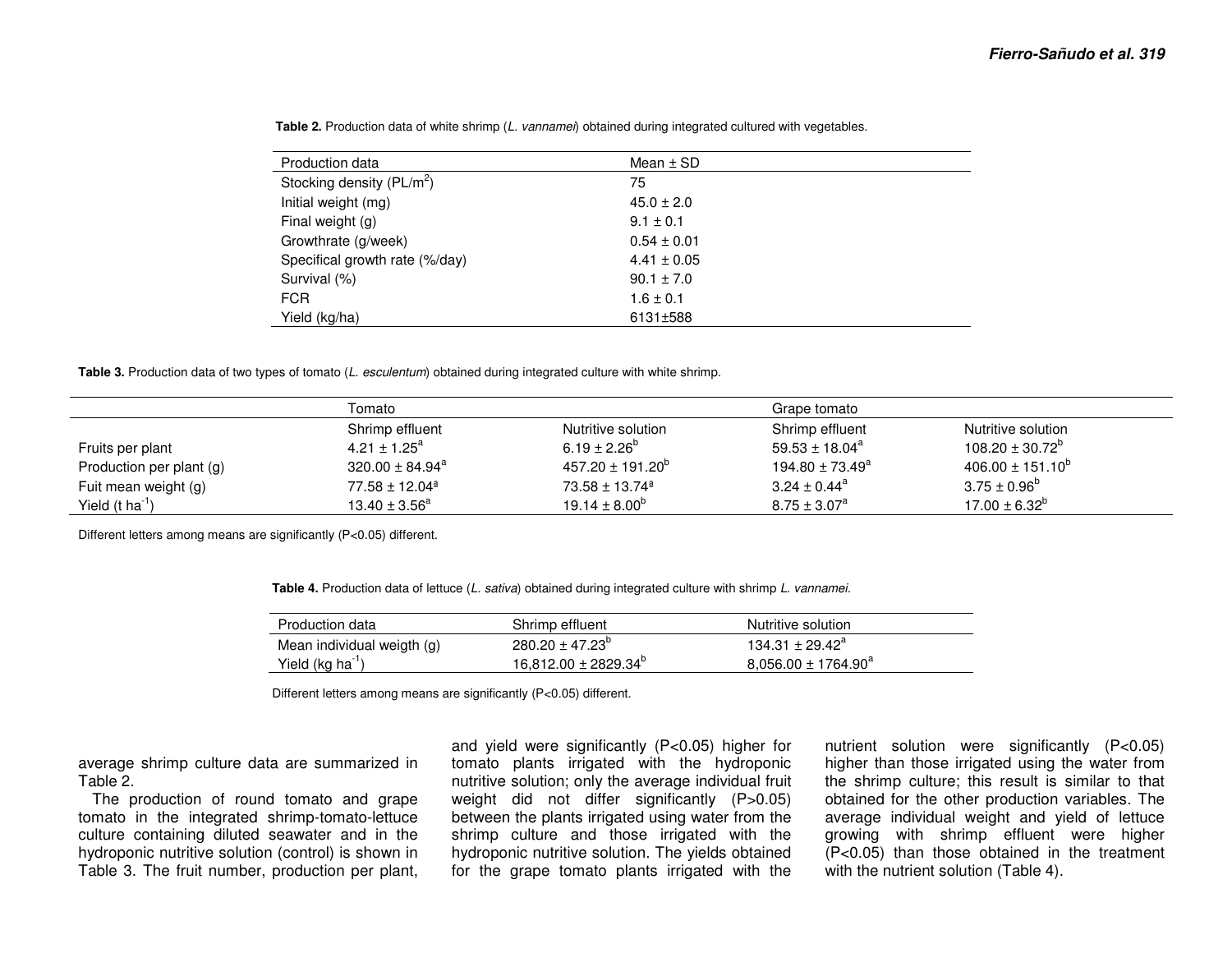**Table 2.** Production data of white shrimp (*L. vannamei*) obtained during integrated cultured with vegetables.

| Production data | Mean ± SD |
|---|---|
| Stocking density (PL/m$^2$) | 75 |
| Initial weight (mg) | 45.0 ± 2.0 |
| Final weight (g) | 9.1 ± 0.1 |
| Growthrate (g/week) | 0.54 ± 0.01 |
| Specifical growth rate (%/day) | 4.41 ± 0.05 |
| Survival (%) | 90.1 ± 7.0 |
| FCR | 1.6 ± 0.1 |
| Yield (kg/ha) | 6131±588 |

**Table 3.** Production data of two types of tomato (*L. esculentum*) obtained during integrated culture with white shrimp.

| | Tomato | | Grape tomato | |
|---|---|---|---|---|
| | Shrimp effluent | Nutritive solution | Shrimp effluent | Nutritive solution |
| Fruits per plant | 4.21 ± 1.25$^a$ | 6.19 ± 2.26$^b$ | 59.53 ± 18.04$^a$ | 108.20 ± 30.72$^b$ |
| Production per plant (g) | 320.00 ± 84.94$^a$ | 457.20 ± 191.20$^b$ | 194.80 ± 73.49$^a$ | 406.00 ± 151.10$^b$ |
| Fuit mean weight (g) | 77.58 ± 12.04$^a$ | 73.58 ± 13.74$^a$ | 3.24 ± 0.44$^a$ | 3.75 ± 0.96$^b$ |
| Yield (t ha$^{-1}$) | 13.40 ± 3.56$^a$ | 19.14 ± 8.00$^b$ | 8.75 ± 3.07$^a$ | 17.00 ± 6.32$^b$ |

Different letters among means are significantly ($P<0.05$) different.

**Table 4.** Production data of lettuce (*L. sativa*) obtained during integrated culture with shrimp *L. vannamei*.

| Production data | Shrimp effluent | Nutritive solution |
|---|---|---|
| Mean individual weigth (g) | 280.20 ± 47.23$^b$ | 134.31 ± 29.42$^a$ |
| Yield (kg ha$^{-1}$) | 16,812.00 ± 2829.34$^b$ | 8,056.00 ± 1764.90$^a$ |

Different letters among means are significantly ($P<0.05$) different.

average shrimp culture data are summarized in Table 2.

The production of round tomato and grape tomato in the integrated shrimp-tomato-lettuce culture containing diluted seawater and in the hydroponic nutritive solution (control) is shown in Table 3. The fruit number, production per plant, and yield were significantly ($P<0.05$) higher for tomato plants irrigated with the hydroponic nutritive solution; only the average individual fruit weight did not differ significantly ($P>0.05$) between the plants irrigated using water from the shrimp culture and those irrigated with the hydroponic nutritive solution. The yields obtained for the grape tomato plants irrigated with the nutrient solution were significantly ($P<0.05$) higher than those irrigated using the water from the shrimp culture; this result is similar to that obtained for the other production variables. The average individual weight and yield of lettuce growing with shrimp effluent were higher ($P<0.05$) than those obtained in the treatment with the nutrient solution (Table 4).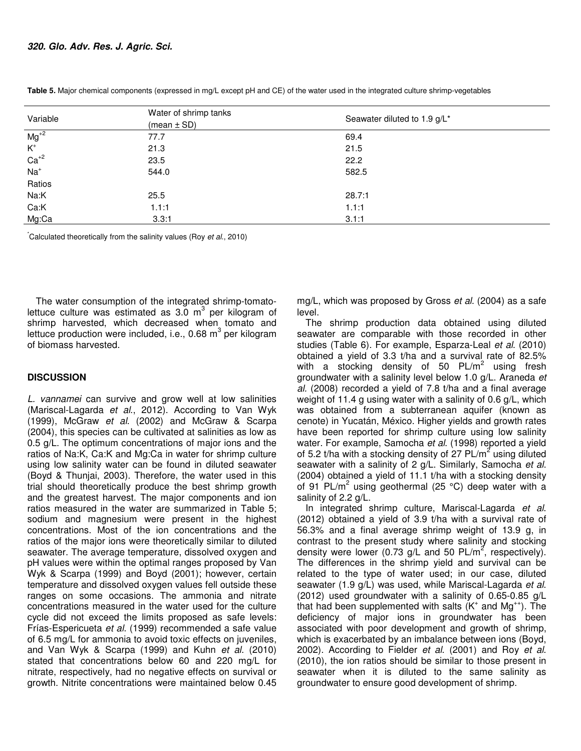**Table 5.** Major chemical components (expressed in mg/L except pH and CE) of the water used in the integrated culture shrimp-vegetables

| Variable | Water of shrimp tanks (mean ± SD) | Seawater diluted to 1.9 g/L* |
|---|---|---|
| $Mg^{+2}$ | 77.7 | 69.4 |
| $K^{+}$ | 21.3 | 21.5 |
| $Ca^{+2}$ | 23.5 | 22.2 |
| $Na^{+}$ | 544.0 | 582.5 |
| Ratios | | |
| Na:K | 25.5 | 28.7:1 |
| Ca:K | 1.1:1 | 1.1:1 |
| Mg:Ca | 3.3:1 | 3.1:1 |

*Calculated theoretically from the salinity values (Roy *et al*., 2010)

The water consumption of the integrated shrimp-tomato-lettuce culture was estimated as 3.0 $m^3$ per kilogram of shrimp harvested, which decreased when tomato and lettuce production were included, i.e., 0.68 $m^3$ per kilogram of biomass harvested.

## DISCUSSION

*L. vannamei* can survive and grow well at low salinities (Mariscal-Lagarda *et al*., 2012). According to Van Wyk (1999), McGraw *et al*. (2002) and McGraw & Scarpa (2004), this species can be cultivated at salinities as low as 0.5 g/L. The optimum concentrations of major ions and the ratios of Na:K, Ca:K and Mg:Ca in water for shrimp culture using low salinity water can be found in diluted seawater (Boyd & Thunjai, 2003). Therefore, the water used in this trial should theoretically produce the best shrimp growth and the greatest harvest. The major components and ion ratios measured in the water are summarized in Table 5; sodium and magnesium were present in the highest concentrations. Most of the ion concentrations and the ratios of the major ions were theoretically similar to diluted seawater. The average temperature, dissolved oxygen and pH values were within the optimal ranges proposed by Van Wyk & Scarpa (1999) and Boyd (2001); however, certain temperature and dissolved oxygen values fell outside these ranges on some occasions. The ammonia and nitrate concentrations measured in the water used for the culture cycle did not exceed the limits proposed as safe levels: Frías-Espericueta *et al*. (1999) recommended a safe value of 6.5 mg/L for ammonia to avoid toxic effects on juveniles, and Van Wyk & Scarpa (1999) and Kuhn *et al*. (2010) stated that concentrations between 60 and 220 mg/L for nitrate, respectively, had no negative effects on survival or growth. Nitrite concentrations were maintained below 0.45 mg/L, which was proposed by Gross *et al*. (2004) as a safe level.

The shrimp production data obtained using diluted seawater are comparable with those recorded in other studies (Table 6). For example, Esparza-Leal *et al*. (2010) obtained a yield of 3.3 t/ha and a survival rate of 82.5% with a stocking density of 50 PL/$m^2$ using fresh groundwater with a salinity level below 1.0 g/L. Araneda *et al*. (2008) recorded a yield of 7.8 t/ha and a final average weight of 11.4 g using water with a salinity of 0.6 g/L, which was obtained from a subterranean aquifer (known as cenote) in Yucatán, México. Higher yields and growth rates have been reported for shrimp culture using low salinity water. For example, Samocha *et al*. (1998) reported a yield of 5.2 t/ha with a stocking density of 27 PL/$m^2$ using diluted seawater with a salinity of 2 g/L. Similarly, Samocha *et al*. (2004) obtained a yield of 11.1 t/ha with a stocking density of 91 PL/$m^2$ using geothermal (25 °C) deep water with a salinity of 2.2 g/L.

In integrated shrimp culture, Mariscal-Lagarda *et al*. (2012) obtained a yield of 3.9 t/ha with a survival rate of 56.3% and a final average shrimp weight of 13.9 g, in contrast to the present study where salinity and stocking density were lower (0.73 g/L and 50 PL/$m^2$, respectively). The differences in the shrimp yield and survival can be related to the type of water used; in our case, diluted seawater (1.9 g/L) was used, while Mariscal-Lagarda *et al*. (2012) used groundwater with a salinity of 0.65-0.85 g/L that had been supplemented with salts ($K^{+}$ and $Mg^{++}$). The deficiency of major ions in groundwater has been associated with poor development and growth of shrimp, which is exacerbated by an imbalance between ions (Boyd, 2002). According to Fielder *et al*. (2001) and Roy *et al*. (2010), the ion ratios should be similar to those present in seawater when it is diluted to the same salinity as groundwater to ensure good development of shrimp.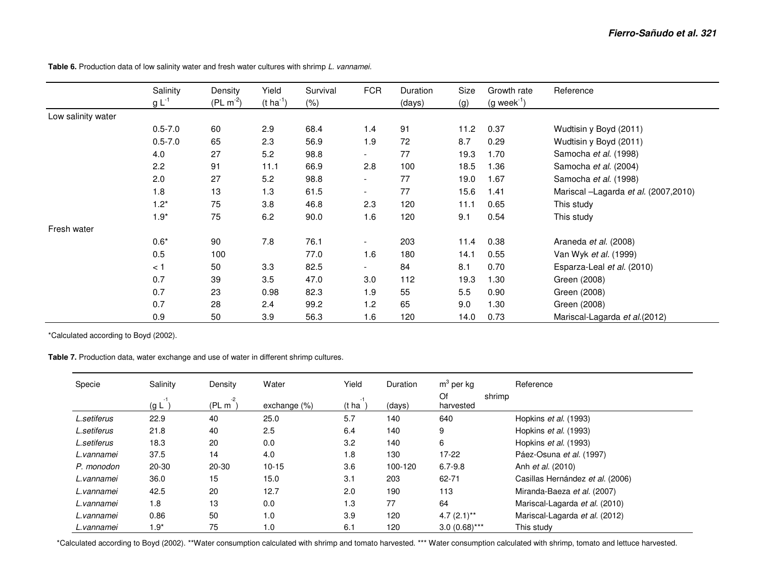**Table 6.** Production data of low salinity water and fresh water cultures with shrimp *L. vannamei.*

| | Salinity $g\ L^{-1}$ | Density ($PL\ m^{-2}$) | Yield ($t\ ha^{-1}$) | Survival (%) | FCR | Duration (days) | Size (g) | Growth rate ($g\ week^{-1}$) | Reference |
|---|---|---|---|---|---|---|---|---|---|
| Low salinity water | | | | | | | | | |
| | 0.5-7.0 | 60 | 2.9 | 68.4 | 1.4 | 91 | 11.2 | 0.37 | Wudtisin y Boyd (2011) |
| | 0.5-7.0 | 65 | 2.3 | 56.9 | 1.9 | 72 | 8.7 | 0.29 | Wudtisin y Boyd (2011) |
| | 4.0 | 27 | 5.2 | 98.8 | - | 77 | 19.3 | 1.70 | Samocha *et al.* (1998) |
| | 2.2 | 91 | 11.1 | 66.9 | 2.8 | 100 | 18.5 | 1.36 | Samocha *et al.* (2004) |
| | 2.0 | 27 | 5.2 | 98.8 | - | 77 | 19.0 | 1.67 | Samocha *et al.* (1998) |
| | 1.8 | 13 | 1.3 | 61.5 | - | 77 | 15.6 | 1.41 | Mariscal –Lagarda *et al.* (2007,2010) |
| | 1.2* | 75 | 3.8 | 46.8 | 2.3 | 120 | 11.1 | 0.65 | This study |
| | 1.9* | 75 | 6.2 | 90.0 | 1.6 | 120 | 9.1 | 0.54 | This study |
| Fresh water | | | | | | | | | |
| | 0.6* | 90 | 7.8 | 76.1 | - | 203 | 11.4 | 0.38 | Araneda *et al.* (2008) |
| | 0.5 | 100 | | 77.0 | 1.6 | 180 | 14.1 | 0.55 | Van Wyk *et al.* (1999) |
| | < 1 | 50 | 3.3 | 82.5 | - | 84 | 8.1 | 0.70 | Esparza-Leal *et al.* (2010) |
| | 0.7 | 39 | 3.5 | 47.0 | 3.0 | 112 | 19.3 | 1.30 | Green (2008) |
| | 0.7 | 23 | 0.98 | 82.3 | 1.9 | 55 | 5.5 | 0.90 | Green (2008) |
| | 0.7 | 28 | 2.4 | 99.2 | 1.2 | 65 | 9.0 | 1.30 | Green (2008) |
| | 0.9 | 50 | 3.9 | 56.3 | 1.6 | 120 | 14.0 | 0.73 | Mariscal-Lagarda *et al.*(2012) |

*Calculated according to Boyd (2002).

**Table 7.** Production data, water exchange and use of water in different shrimp cultures.

| Specie | Salinity ($g\ L^{-1}$) | Density ($PL\ m^{-2}$) | Water exchange (%) | Yield ($t\ ha^{-1}$) | Duration (days) | $m^3$ per kg Of shrimp harvested | Reference |
|---|---|---|---|---|---|---|---|
| *L.setiferus* | 22.9 | 40 | 25.0 | 5.7 | 140 | 640 | Hopkins *et al.* (1993) |
| *L.setiferus* | 21.8 | 40 | 2.5 | 6.4 | 140 | 9 | Hopkins *et al.* (1993) |
| *L.setiferus* | 18.3 | 20 | 0.0 | 3.2 | 140 | 6 | Hopkins *et al.* (1993) |
| *L.vannamei* | 37.5 | 14 | 4.0 | 1.8 | 130 | 17-22 | Páez-Osuna *et al.* (1997) |
| *P. monodon* | 20-30 | 20-30 | 10-15 | 3.6 | 100-120 | 6.7-9.8 | Anh *et al.* (2010) |
| *L.vannamei* | 36.0 | 15 | 15.0 | 3.1 | 203 | 62-71 | Casillas Hernández *et al.* (2006) |
| *L.vannamei* | 42.5 | 20 | 12.7 | 2.0 | 190 | 113 | Miranda-Baeza *et al.* (2007) |
| *L.vannamei* | 1.8 | 13 | 0.0 | 1.3 | 77 | 64 | Mariscal-Lagarda *et al.* (2010) |
| *L.vannamei* | 0.86 | 50 | 1.0 | 3.9 | 120 | 4.7 (2.1)** | Mariscal-Lagarda *et al.* (2012) |
| *L.vannamei* | 1.9* | 75 | 1.0 | 6.1 | 120 | 3.0 (0.68)*** | This study |

*Calculated according to Boyd (2002). **Water consumption calculated with shrimp and tomato harvested. *** Water consumption calculated with shrimp, tomato and lettuce harvested.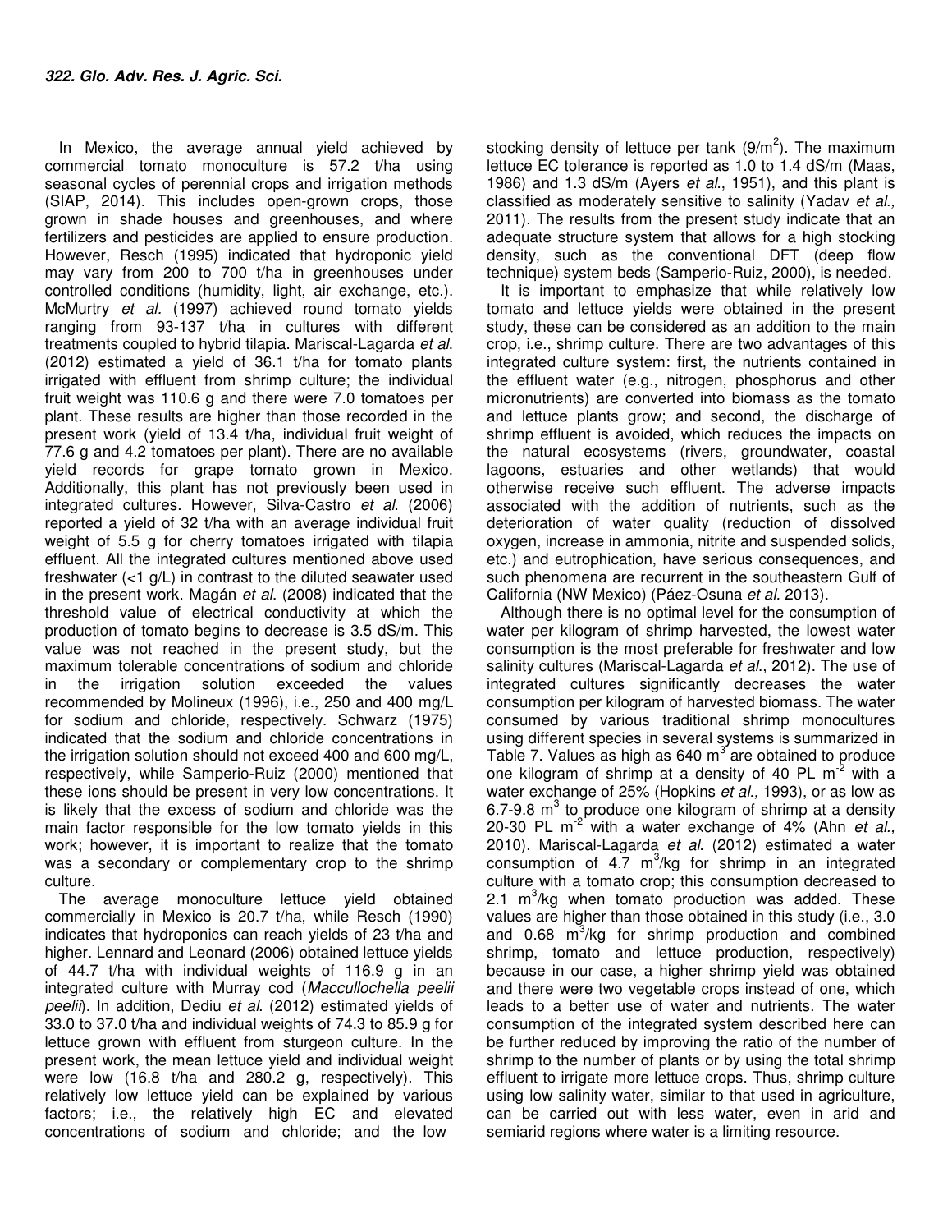In Mexico, the average annual yield achieved by commercial tomato monoculture is 57.2 t/ha using seasonal cycles of perennial crops and irrigation methods (SIAP, 2014). This includes open-grown crops, those grown in shade houses and greenhouses, and where fertilizers and pesticides are applied to ensure production. However, Resch (1995) indicated that hydroponic yield may vary from 200 to 700 t/ha in greenhouses under controlled conditions (humidity, light, air exchange, etc.). McMurtry *et al.* (1997) achieved round tomato yields ranging from 93-137 t/ha in cultures with different treatments coupled to hybrid tilapia. Mariscal-Lagarda *et al.* (2012) estimated a yield of 36.1 t/ha for tomato plants irrigated with effluent from shrimp culture; the individual fruit weight was 110.6 g and there were 7.0 tomatoes per plant. These results are higher than those recorded in the present work (yield of 13.4 t/ha, individual fruit weight of 77.6 g and 4.2 tomatoes per plant). There are no available yield records for grape tomato grown in Mexico. Additionally, this plant has not previously been used in integrated cultures. However, Silva-Castro *et al.* (2006) reported a yield of 32 t/ha with an average individual fruit weight of 5.5 g for cherry tomatoes irrigated with tilapia effluent. All the integrated cultures mentioned above used freshwater (<1 g/L) in contrast to the diluted seawater used in the present work. Magán *et al.* (2008) indicated that the threshold value of electrical conductivity at which the production of tomato begins to decrease is 3.5 dS/m. This value was not reached in the present study, but the maximum tolerable concentrations of sodium and chloride in the irrigation solution exceeded the values recommended by Molineux (1996), i.e., 250 and 400 mg/L for sodium and chloride, respectively. Schwarz (1975) indicated that the sodium and chloride concentrations in the irrigation solution should not exceed 400 and 600 mg/L, respectively, while Samperio-Ruiz (2000) mentioned that these ions should be present in very low concentrations. It is likely that the excess of sodium and chloride was the main factor responsible for the low tomato yields in this work; however, it is important to realize that the tomato was a secondary or complementary crop to the shrimp culture.

The average monoculture lettuce yield obtained commercially in Mexico is 20.7 t/ha, while Resch (1990) indicates that hydroponics can reach yields of 23 t/ha and higher. Lennard and Leonard (2006) obtained lettuce yields of 44.7 t/ha with individual weights of 116.9 g in an integrated culture with Murray cod (*Maccullochella peelii peelii*). In addition, Dediu *et al.* (2012) estimated yields of 33.0 to 37.0 t/ha and individual weights of 74.3 to 85.9 g for lettuce grown with effluent from sturgeon culture. In the present work, the mean lettuce yield and individual weight were low (16.8 t/ha and 280.2 g, respectively). This relatively low lettuce yield can be explained by various factors; i.e., the relatively high EC and elevated concentrations of sodium and chloride; and the low stocking density of lettuce per tank ($9/m^2$). The maximum lettuce EC tolerance is reported as 1.0 to 1.4 dS/m (Maas, 1986) and 1.3 dS/m (Ayers *et al.*, 1951), and this plant is classified as moderately sensitive to salinity (Yadav *et al.,* 2011). The results from the present study indicate that an adequate structure system that allows for a high stocking density, such as the conventional DFT (deep flow technique) system beds (Samperio-Ruiz, 2000), is needed.

It is important to emphasize that while relatively low tomato and lettuce yields were obtained in the present study, these can be considered as an addition to the main crop, i.e., shrimp culture. There are two advantages of this integrated culture system: first, the nutrients contained in the effluent water (e.g., nitrogen, phosphorus and other micronutrients) are converted into biomass as the tomato and lettuce plants grow; and second, the discharge of shrimp effluent is avoided, which reduces the impacts on the natural ecosystems (rivers, groundwater, coastal lagoons, estuaries and other wetlands) that would otherwise receive such effluent. The adverse impacts associated with the addition of nutrients, such as the deterioration of water quality (reduction of dissolved oxygen, increase in ammonia, nitrite and suspended solids, etc.) and eutrophication, have serious consequences, and such phenomena are recurrent in the southeastern Gulf of California (NW Mexico) (Páez-Osuna *et al.* 2013).

Although there is no optimal level for the consumption of water per kilogram of shrimp harvested, the lowest water consumption is the most preferable for freshwater and low salinity cultures (Mariscal-Lagarda *et al.*, 2012). The use of integrated cultures significantly decreases the water consumption per kilogram of harvested biomass. The water consumed by various traditional shrimp monocultures using different species in several systems is summarized in Table 7. Values as high as 640 $m^3$ are obtained to produce one kilogram of shrimp at a density of 40 PL $m^{-2}$ with a water exchange of 25% (Hopkins *et al.,* 1993), or as low as 6.7-9.8 $m^3$ to produce one kilogram of shrimp at a density 20-30 PL $m^{-2}$ with a water exchange of 4% (Ahn *et al.,* 2010). Mariscal-Lagarda *et al.* (2012) estimated a water consumption of 4.7 $m^3$/kg for shrimp in an integrated culture with a tomato crop; this consumption decreased to 2.1 $m^3$/kg when tomato production was added. These values are higher than those obtained in this study (i.e., 3.0 and 0.68 $m^3$/kg for shrimp production and combined shrimp, tomato and lettuce production, respectively) because in our case, a higher shrimp yield was obtained and there were two vegetable crops instead of one, which leads to a better use of water and nutrients. The water consumption of the integrated system described here can be further reduced by improving the ratio of the number of shrimp to the number of plants or by using the total shrimp effluent to irrigate more lettuce crops. Thus, shrimp culture using low salinity water, similar to that used in agriculture, can be carried out with less water, even in arid and semiarid regions where water is a limiting resource.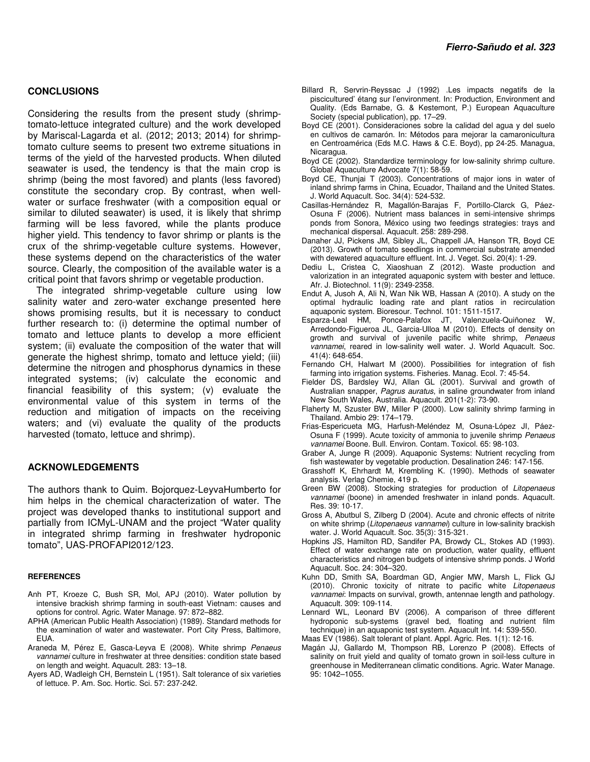## CONCLUSIONS

Considering the results from the present study (shrimp-tomato-lettuce integrated culture) and the work developed by Mariscal-Lagarda et al. (2012; 2013; 2014) for shrimp-tomato culture seems to present two extreme situations in terms of the yield of the harvested products. When diluted seawater is used, the tendency is that the main crop is shrimp (being the most favored) and plants (less favored) constitute the secondary crop. By contrast, when well-water or surface freshwater (with a composition equal or similar to diluted seawater) is used, it is likely that shrimp farming will be less favored, while the plants produce higher yield. This tendency to favor shrimp or plants is the crux of the shrimp-vegetable culture systems. However, these systems depend on the characteristics of the water source. Clearly, the composition of the available water is a critical point that favors shrimp or vegetable production.

The integrated shrimp-vegetable culture using low salinity water and zero-water exchange presented here shows promising results, but it is necessary to conduct further research to: (i) determine the optimal number of tomato and lettuce plants to develop a more efficient system; (ii) evaluate the composition of the water that will generate the highest shrimp, tomato and lettuce yield; (iii) determine the nitrogen and phosphorus dynamics in these integrated systems; (iv) calculate the economic and financial feasibility of this system; (v) evaluate the environmental value of this system in terms of the reduction and mitigation of impacts on the receiving waters; and (vi) evaluate the quality of the products harvested (tomato, lettuce and shrimp).

## ACKNOWLEDGEMENTS

The authors thank to Quim. Bojorquez-LeyvaHumberto for him helps in the chemical characterization of water. The project was developed thanks to institutional support and partially from ICMyL-UNAM and the project "Water quality in integrated shrimp farming in freshwater hydroponic tomato", UAS-PROFAPI2012/123.

### REFERENCES

Anh PT, Kroeze C, Bush SR, Mol, APJ (2010). Water pollution by intensive brackish shrimp farming in south-east Vietnam: causes and options for control. Agric. Water Manage. 97: 872–882.

APHA (American Public Health Association) (1989). Standard methods for the examination of water and wastewater. Port City Press, Baltimore, EUA.

Araneda M, Pérez E, Gasca-Leyva E (2008). White shrimp *Penaeus vannamei* culture in freshwater at three densities: condition state based on length and weight. Aquacult. 283: 13–18.

Ayers AD, Wadleigh CH, Bernstein L (1951). Salt tolerance of six varieties of lettuce. P. Am. Soc. Hortic. Sci. 57: 237-242.

Billard R, Servrin-Reyssac J (1992) .Les impacts negatifs de la piscicultured' étang sur l'environment. In: Production, Environment and Quality. (Eds Barnabe, G. & Kestemont, P.) European Aquaculture Society (special publication), pp. 17–29.

Boyd CE (2001). Consideraciones sobre la calidad del agua y del suelo en cultivos de camarón. In: Métodos para mejorar la camaronicultura en Centroamérica (Eds M.C. Haws & C.E. Boyd), pp 24-25. Managua, Nicaragua.

Boyd CE (2002). Standardize terminology for low-salinity shrimp culture. Global Aquaculture Advocate 7(1): 58-59.

Boyd CE, Thunjai T (2003). Concentrations of major ions in water of inland shrimp farms in China, Ecuador, Thailand and the United States. J. World Aquacult. Soc. 34(4): 524-532.

Casillas-Hernández R, Magallón-Barajas F, Portillo-Clarck G, Páez-Osuna F (2006). Nutrient mass balances in semi-intensive shrimps ponds from Sonora, México using two feedings strategies: trays and mechanical dispersal. Aquacult. 258: 289-298.

Danaher JJ, Pickens JM, Sibley JL, Chappell JA, Hanson TR, Boyd CE (2013). Growth of tomato seedlings in commercial substrate amended with dewatered aquaculture effluent. Int. J. Veget. Sci. 20(4): 1-29.

Dediu L, Cristea C, Xiaoshuan Z (2012). Waste production and valorization in an integrated aquaponic system with bester and lettuce. Afr. J. Biotechnol. 11(9): 2349-2358.

Endut A, Jusoh A, Ali N, Wan Nik WB, Hassan A (2010). A study on the optimal hydraulic loading rate and plant ratios in recirculation aquaponic system. Bioresour. Technol. 101: 1511-1517.

Esparza-Leal HM, Ponce-Palafox JT, Valenzuela-Quiñonez W, Arredondo-Figueroa JL, Garcia-Ulloa M (2010). Effects of density on growth and survival of juvenile pacific white shrimp, *Penaeus vannamei*, reared in low-salinity well water. J. World Aquacult. Soc. 41(4): 648-654.

Fernando CH, Halwart M (2000). Possibilities for integration of fish farming into irrigation systems. Fisheries. Manag. Ecol. 7: 45-54.

Fielder DS, Bardsley WJ, Allan GL (2001). Survival and growth of Australian snapper, *Pagrus auratus*, in saline groundwater from inland New South Wales, Australia. Aquacult. 201(1-2): 73-90.

Flaherty M, Szuster BW, Miller P (2000). Low salinity shrimp farming in Thailand. Ambio 29: 174–179.

Frias-Espericueta MG, Harfush-Meléndez M, Osuna-López JI, Páez-Osuna F (1999). Acute toxicity of ammonia to juvenile shrimp *Penaeus vannamei* Boone. Bull. Environ. Contam. Toxicol. 65: 98-103.

Graber A, Junge R (2009). Aquaponic Systems: Nutrient recycling from fish wastewater by vegetable production. Desalination 246: 147-156.

Grasshoff K, Ehrhardt M, Krembling K. (1990). Methods of seawater analysis. Verlag Chemie, 419 p.

Green BW (2008). Stocking strategies for production of *Litopenaeus vannamei* (boone) in amended freshwater in inland ponds. Aquacult. Res. 39: 10-17.

Gross A, Abutbul S, Zilberg D (2004). Acute and chronic effects of nitrite on white shrimp (*Litopenaeus vannamei*) culture in low-salinity brackish water. J. World Aquacult. Soc. 35(3): 315-321.

Hopkins JS, Hamilton RD, Sandifer PA, Browdy CL, Stokes AD (1993). Effect of water exchange rate on production, water quality, effluent characteristics and nitrogen budgets of intensive shrimp ponds. J World Aquacult. Soc. 24: 304–320.

Kuhn DD, Smith SA, Boardman GD, Angier MW, Marsh L, Flick GJ (2010). Chronic toxicity of nitrate to pacific white *Litopenaeus vannamei*: Impacts on survival, growth, antennae length and pathology. Aquacult. 309: 109-114.

Lennard WL, Leonard BV (2006). A comparison of three different hydroponic sub-systems (gravel bed, floating and nutrient film technique) in an aquaponic test system. Aquacult Int. 14: 539-550.

Maas EV (1986). Salt tolerant of plant. Appl. Agric. Res. 1(1): 12-16.

Magán JJ, Gallardo M, Thompson RB, Lorenzo P (2008). Effects of salinity on fruit yield and quality of tomato grown in soil-less culture in greenhouse in Mediterranean climatic conditions. Agric. Water Manage. 95: 1042–1055.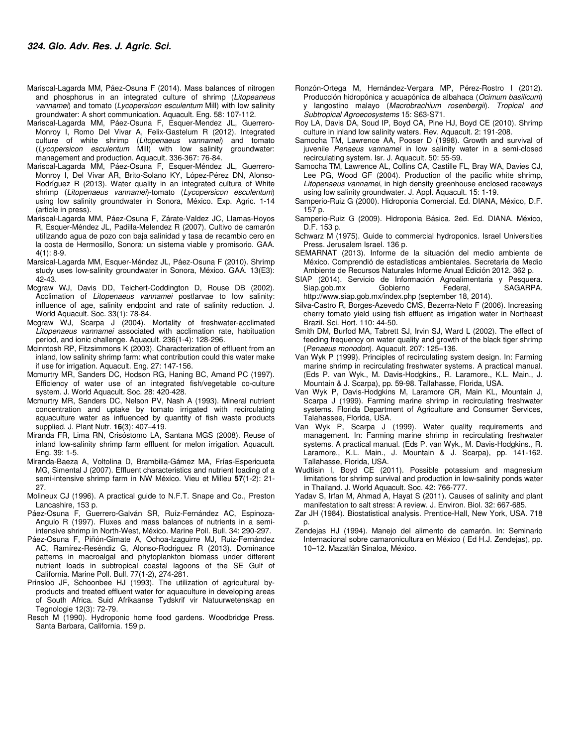Mariscal-Lagarda MM, Páez-Osuna F (2014). Mass balances of nitrogen and phosphorus in an integrated culture of shrimp (*Litopeaneus vannamei*) and tomato (*Lycopersicon esculentum* Mill) with low salinity groundwater: A short communication. Aquacult. Eng. 58: 107-112.

Mariscal-Lagarda MM, Páez-Osuna F, Esquer-Mendez JL, Guerrero-Monroy I, Romo Del Vivar A, Felix-Gastelum R (2012). Integrated culture of white shrimp (*Litopenaeus vannamei*) and tomato (*Lycopersicon esculentum* Mill) with low salinity groundwater: management and production. Aquacult. 336-367: 76-84.

Mariscal-Lagarda MM, Páez-Osuna F, Esquer-Méndez JL, Guerrero-Monroy I, Del Vivar AR, Brito-Solano KY, López-Pérez DN, Alonso-Rodríguez R (2013). Water quality in an integrated cultura of White shrimp (*Litopenaeus vannamei*)-tomato (*Lycopersicon esculentum*) using low salinity groundwater in Sonora, México. Exp. Agric. 1-14 (article in press).

Mariscal-Lagarda MM, Páez-Osuna F, Zárate-Valdez JC, Llamas-Hoyos R, Esquer-Méndez JL, Padilla-Melendez R (2007). Cultivo de camarón utilizando agua de pozo con baja salinidad y tasa de recambio cero en la costa de Hermosillo, Sonora: un sistema viable y promisorio. GAA. 4(1): 8-9.

Marsical-Lagarda MM, Esquer-Méndez JL, Páez-Osuna F (2010). Shrimp study uses low-salinity groundwater in Sonora, México. GAA. 13(E3): 42-43.

Mcgraw WJ, Davis DD, Teichert-Coddington D, Rouse DB (2002). Acclimation of *Litopenaeus vannamei* postlarvae to low salinity: influence of age, salinity endpoint and rate of salinity reduction. J. World Aquacult. Soc. 33(1): 78-84.

Mcgraw WJ, Scarpa J (2004). Mortality of freshwater-acclimated *Litopenaeus vannamei* associated with acclimation rate, habituation period, and ionic challenge. Aquacult. 236(1-4): 128-296.

Mcinntosh RP, Fitzsimmons K (2003). Characterization of effluent from an inland, low salinity shrimp farm: what contribution could this water make if use for irrigation. Aquacult. Eng. 27: 147-156.

Mcmurtry MR, Sanders DC, Hodson RG, Haning BC, Amand PC (1997). Efficiency of water use of an integrated fish/vegetable co-culture system. J. World Aquacult. Soc. 28: 420-428.

Mcmurtry MR, Sanders DC, Nelson PV, Nash A (1993). Mineral nutrient concentration and uptake by tomato irrigated with recirculating aquaculture water as influenced by quantity of fish waste products supplied. J. Plant Nutr. **16**(3): 407–419.

Miranda FR, Lima RN, Crisóstomo LA, Santana MGS (2008). Reuse of inland low-salinity shrimp farm effluent for melon irrigation. Aquacult. Eng. 39: 1-5.

Miranda-Baeza A, Voltolina D, Brambilla-Gámez MA, Frías-Espericueta MG, Simental J (2007). Effluent characteristics and nutrient loading of a semi-intensive shrimp farm in NW México. Vieu et Milleu **57**(1-2): 21-27.

Molineux CJ (1996). A practical guide to N.F.T. Snape and Co., Preston Lancashire, 153 p.

Páez-Osuna F, Guerrero-Galván SR, Ruíz-Fernández AC, Espinoza-Angulo R (1997). Fluxes and mass balances of nutrients in a semi-intensive shrimp in North-West, México. Marine Poll. Bull. 34: 290-297.

Páez-Osuna F, Piñón-Gimate A, Ochoa-Izaguirre MJ, Ruiz-Fernández AC, Ramírez-Reséndiz G, Alonso-Rodriguez R (2013). Dominance patterns in macroalgal and phytoplankton biomass under different nutrient loads in subtropical coastal lagoons of the SE Gulf of California. Marine Poll. Bull. 77(1-2), 274-281.

Prinsloo JF, Schoonbee HJ (1993). The utilization of agricultural by-products and treated effluent water for aquaculture in developing areas of South Africa. Suid Afrikaanse Tydskrif vir Natuurwetenskap en Tegnologie 12(3): 72-79.

Resch M (1990). Hydroponic home food gardens. Woodbridge Press. Santa Barbara, California. 159 p.

Ronzón-Ortega M, Hernández-Vergara MP, Pérez-Rostro I (2012). Producción hidropónica y acuapónica de albahaca (*Ocimum basilicum*) y langostino malayo (*Macrobrachium rosenbergii*). *Tropical and Subtropical Agroecosystems* 15: S63-S71.

Roy LA, Davis DA, Soud IP, Boyd CA, Pine HJ, Boyd CE (2010). Shrimp culture in inland low salinity waters. Rev. Aquacult. 2: 191-208.

Samocha TM, Lawrence AA, Pooser D (1998). Growth and survival of juvenile *Penaeus vannamei* in low salinity water in a semi-closed recirculating system. Isr. J. Aquacult. 50: 55-59.

Samocha TM, Lawrence AL, Collins CA, Castille FL, Bray WA, Davies CJ, Lee PG, Wood GF (2004). Production of the pacific white shrimp, *Litopenaeus vannamei*, in high density greenhouse enclosed raceways using low salinity groundwater. J. Appl. Aquacult. 15: 1-19.

Samperio-Ruiz G (2000). Hidroponia Comercial. Ed. DIANA, México, D.F. 157 p.

Samperio-Ruiz G (2009). Hidroponia Básica. 2ed. Ed. DIANA. México, D.F. 153 p.

Schwarz M (1975). Guide to commercial hydroponics. Israel Universities Press. Jerusalem Israel. 136 p.

SEMARNAT (2013). Informe de la situación del medio ambiente de México. Comprendió de estadísticas ambientales. Secretaria de Medio Ambiente de Recursos Naturales Informe Anual Edición 2012. 362 p.

SIAP (2014). Servicio de Información Agroalimentaria y Pesquera. Siap.gob.mx Gobierno Federal, SAGARPA. http://www.siap.gob.mx/index.php (september 18, 2014).

Silva-Castro R, Borges-Azevedo CMS, Bezerra-Neto F (2006). Increasing cherry tomato yield using fish effluent as irrigation water in Northeast Brazil. Sci. Hort. 110: 44-50.

Smith DM, Burfod MA, Tabrett SJ, Irvin SJ, Ward L (2002). The effect of feeding frequency on water quality and growth of the black tiger shrimp (*Penaeus monodon*). Aquacult. 207: 125–136.

Van Wyk P (1999). Principles of recirculating system design. In: Farming marine shrimp in recirculating freshwater systems. A practical manual. (Eds P. van Wyk., M. Davis-Hodgkins., R. Laramore., K.L. Main., J. Mountain & J. Scarpa), pp. 59-98. Tallahasse, Florida, USA.

Van Wyk P, Davis-Hodgkins M, Laramore CR, Main KL, Mountain J, Scarpa J (1999). Farming marine shrimp in recirculating freshwater systems. Florida Department of Agriculture and Consumer Services, Talahassee, Florida, USA.

Van Wyk P, Scarpa J (1999). Water quality requirements and management. In: Farming marine shrimp in recirculating freshwater systems. A practical manual. (Eds P. van Wyk., M. Davis-Hodgkins., R. Laramore., K.L. Main., J. Mountain & J. Scarpa), pp. 141-162. Tallahasse, Florida, USA.

Wudtisin I, Boyd CE (2011). Possible potassium and magnesium limitations for shrimp survival and production in low-salinity ponds water in Thailand. J. World Aquacult. Soc. 42: 766-777.

Yadav S, Irfan M, Ahmad A, Hayat S (2011). Causes of salinity and plant manifestation to salt stress: A review. J. Environ. Biol. 32: 667-685.

Zar JH (1984). Biostatistical analysis. Prentice-Hall, New York, USA. 718 p.

Zendejas HJ (1994). Manejo del alimento de camarón. In: Seminario Internacional sobre camaronicultura en México ( Ed H.J. Zendejas), pp. 10–12. Mazatlán Sinaloa, México.